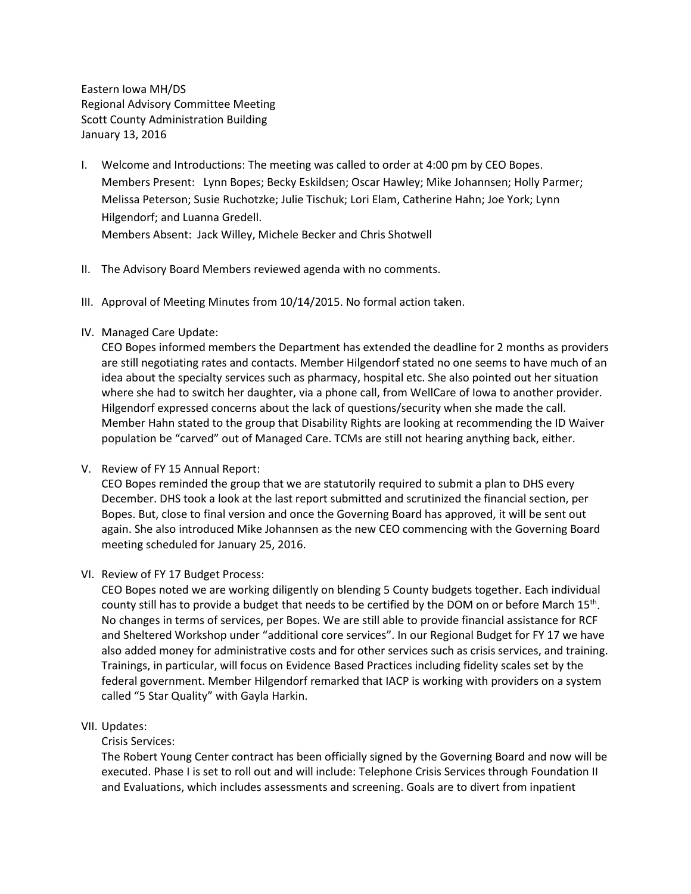Eastern Iowa MH/DS
Regional Advisory Committee Meeting
Scott County Administration Building
January 13, 2016

I. Welcome and Introductions: The meeting was called to order at 4:00 pm by CEO Bopes.
   Members Present: Lynn Bopes; Becky Eskildsen; Oscar Hawley; Mike Johannsen; Holly Parmer; Melissa Peterson; Susie Ruchotzke; Julie Tischuk; Lori Elam, Catherine Hahn; Joe York; Lynn Hilgendorf; and Luanna Gredell.
   Members Absent: Jack Willey, Michele Becker and Chris Shotwell

II. The Advisory Board Members reviewed agenda with no comments.

III. Approval of Meeting Minutes from 10/14/2015. No formal action taken.

IV. Managed Care Update:
   CEO Bopes informed members the Department has extended the deadline for 2 months as providers are still negotiating rates and contacts. Member Hilgendorf stated no one seems to have much of an idea about the specialty services such as pharmacy, hospital etc. She also pointed out her situation where she had to switch her daughter, via a phone call, from WellCare of Iowa to another provider. Hilgendorf expressed concerns about the lack of questions/security when she made the call. Member Hahn stated to the group that Disability Rights are looking at recommending the ID Waiver population be "carved" out of Managed Care. TCMs are still not hearing anything back, either.

V. Review of FY 15 Annual Report:
   CEO Bopes reminded the group that we are statutorily required to submit a plan to DHS every December. DHS took a look at the last report submitted and scrutinized the financial section, per Bopes. But, close to final version and once the Governing Board has approved, it will be sent out again. She also introduced Mike Johannsen as the new CEO commencing with the Governing Board meeting scheduled for January 25, 2016.

VI. Review of FY 17 Budget Process:
   CEO Bopes noted we are working diligently on blending 5 County budgets together. Each individual county still has to provide a budget that needs to be certified by the DOM on or before March 15th. No changes in terms of services, per Bopes. We are still able to provide financial assistance for RCF and Sheltered Workshop under "additional core services". In our Regional Budget for FY 17 we have also added money for administrative costs and for other services such as crisis services, and training. Trainings, in particular, will focus on Evidence Based Practices including fidelity scales set by the federal government. Member Hilgendorf remarked that IACP is working with providers on a system called "5 Star Quality" with Gayla Harkin.

VII. Updates:
   Crisis Services:
   The Robert Young Center contract has been officially signed by the Governing Board and now will be executed. Phase I is set to roll out and will include: Telephone Crisis Services through Foundation II and Evaluations, which includes assessments and screening. Goals are to divert from inpatient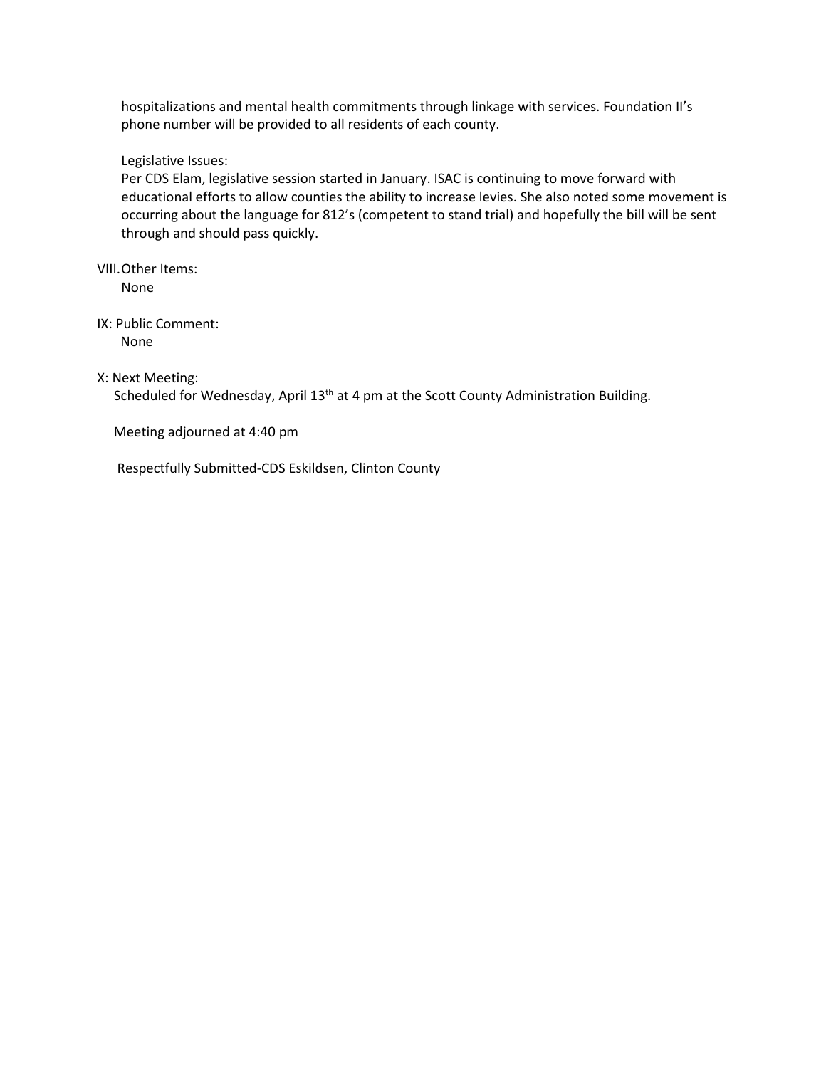hospitalizations and mental health commitments through linkage with services. Foundation II's phone number will be provided to all residents of each county.

Legislative Issues:
Per CDS Elam, legislative session started in January. ISAC is continuing to move forward with educational efforts to allow counties the ability to increase levies. She also noted some movement is occurring about the language for 812's (competent to stand trial) and hopefully the bill will be sent through and should pass quickly.

VIII. Other Items:
None

IX: Public Comment:
None

X: Next Meeting:
Scheduled for Wednesday, April 13th at 4 pm at the Scott County Administration Building.

Meeting adjourned at 4:40 pm

Respectfully Submitted-CDS Eskildsen, Clinton County